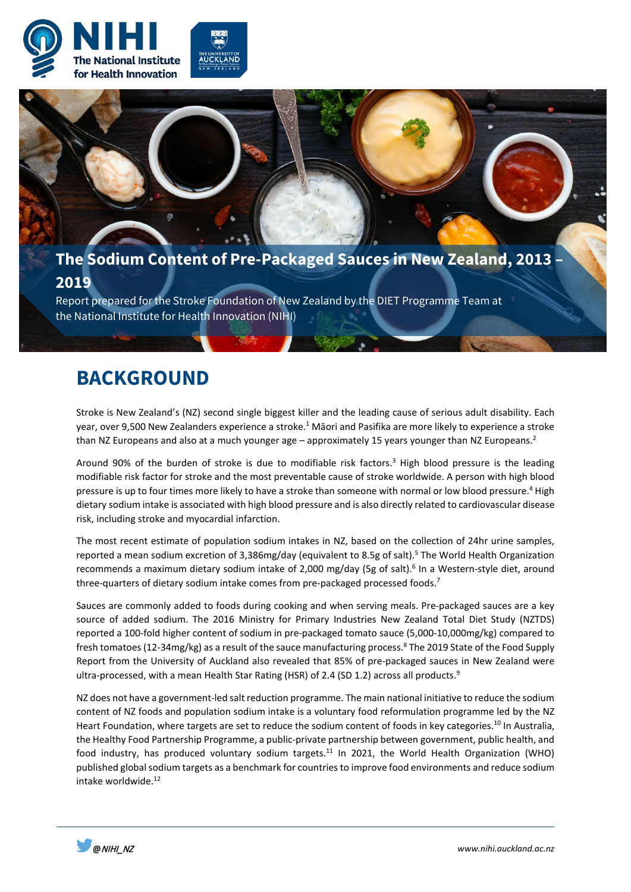# The Sodium Content of Pre-Packaged Sauces in New Zealand, 2013 – 2019

Report prepared for the Stroke Foundation of New Zealand by the DIET Programme Team at the National Institute for Health Innovation (NIHI)

## BACKGROUND

Stroke is New Zealand's (NZ) second single biggest killer and the leading cause of serious adult disability. Each year, over 9,500 New Zealanders experience a stroke.[1] Māori and Pasifika are more likely to experience a stroke than NZ Europeans and also at a much younger age – approximately 15 years younger than NZ Europeans.[2]

Around 90% of the burden of stroke is due to modifiable risk factors.[3] High blood pressure is the leading modifiable risk factor for stroke and the most preventable cause of stroke worldwide. A person with high blood pressure is up to four times more likely to have a stroke than someone with normal or low blood pressure.[4] High dietary sodium intake is associated with high blood pressure and is also directly related to cardiovascular disease risk, including stroke and myocardial infarction.

The most recent estimate of population sodium intakes in NZ, based on the collection of 24hr urine samples, reported a mean sodium excretion of 3,386mg/day (equivalent to 8.5g of salt).[5] The World Health Organization recommends a maximum dietary sodium intake of 2,000 mg/day (5g of salt).[6] In a Western-style diet, around three-quarters of dietary sodium intake comes from pre-packaged processed foods.[7]

Sauces are commonly added to foods during cooking and when serving meals. Pre-packaged sauces are a key source of added sodium. The 2016 Ministry for Primary Industries New Zealand Total Diet Study (NZTDS) reported a 100-fold higher content of sodium in pre-packaged tomato sauce (5,000-10,000mg/kg) compared to fresh tomatoes (12-34mg/kg) as a result of the sauce manufacturing process.[8] The 2019 State of the Food Supply Report from the University of Auckland also revealed that 85% of pre-packaged sauces in New Zealand were ultra-processed, with a mean Health Star Rating (HSR) of 2.4 (SD 1.2) across all products.[9]

NZ does not have a government-led salt reduction programme. The main national initiative to reduce the sodium content of NZ foods and population sodium intake is a voluntary food reformulation programme led by the NZ Heart Foundation, where targets are set to reduce the sodium content of foods in key categories.[10] In Australia, the Healthy Food Partnership Programme, a public-private partnership between government, public health, and food industry, has produced voluntary sodium targets.[11] In 2021, the World Health Organization (WHO) published global sodium targets as a benchmark for countries to improve food environments and reduce sodium intake worldwide.[12]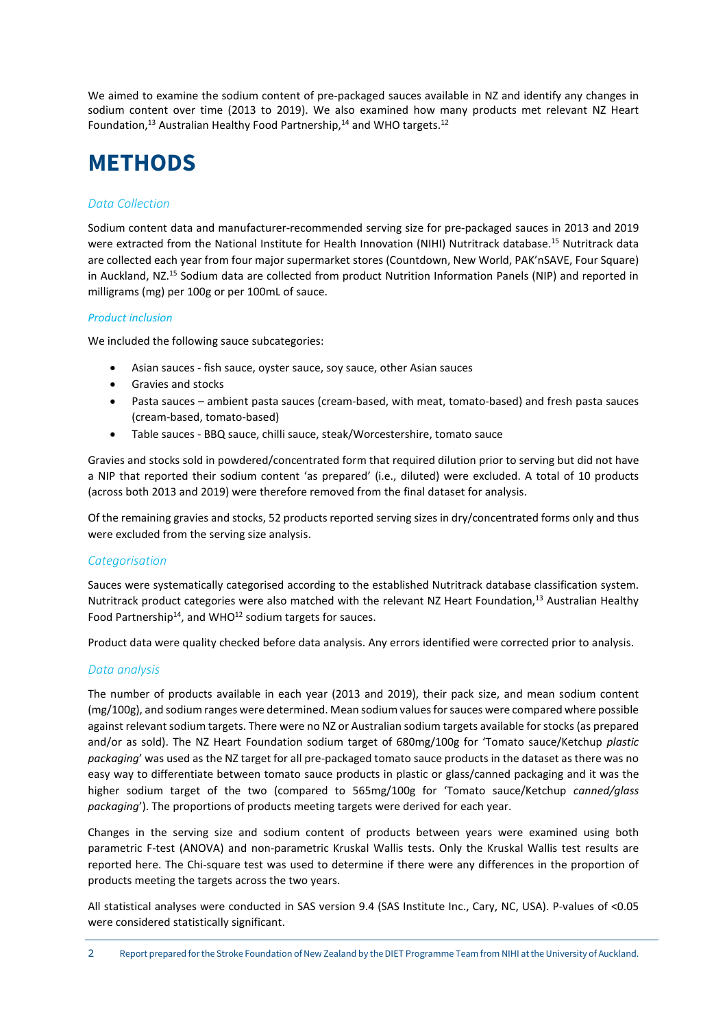We aimed to examine the sodium content of pre-packaged sauces available in NZ and identify any changes in sodium content over time (2013 to 2019). We also examined how many products met relevant NZ Heart Foundation,[13] Australian Healthy Food Partnership,[14] and WHO targets.[12]

# METHODS

### *Data Collection*

Sodium content data and manufacturer-recommended serving size for pre-packaged sauces in 2013 and 2019 were extracted from the National Institute for Health Innovation (NIHI) Nutritrack database.[15] Nutritrack data are collected each year from four major supermarket stores (Countdown, New World, PAK'nSAVE, Four Square) in Auckland, NZ.[15] Sodium data are collected from product Nutrition Information Panels (NIP) and reported in milligrams (mg) per 100g or per 100mL of sauce.

#### *Product inclusion*

We included the following sauce subcategories:

- Asian sauces - fish sauce, oyster sauce, soy sauce, other Asian sauces
- Gravies and stocks
- Pasta sauces – ambient pasta sauces (cream-based, with meat, tomato-based) and fresh pasta sauces (cream-based, tomato-based)
- Table sauces - BBQ sauce, chilli sauce, steak/Worcestershire, tomato sauce

Gravies and stocks sold in powdered/concentrated form that required dilution prior to serving but did not have a NIP that reported their sodium content 'as prepared' (i.e., diluted) were excluded. A total of 10 products (across both 2013 and 2019) were therefore removed from the final dataset for analysis.

Of the remaining gravies and stocks, 52 products reported serving sizes in dry/concentrated forms only and thus were excluded from the serving size analysis.

### *Categorisation*

Sauces were systematically categorised according to the established Nutritrack database classification system. Nutritrack product categories were also matched with the relevant NZ Heart Foundation,[13] Australian Healthy Food Partnership[14], and WHO[12] sodium targets for sauces.

Product data were quality checked before data analysis. Any errors identified were corrected prior to analysis.

### *Data analysis*

The number of products available in each year (2013 and 2019), their pack size, and mean sodium content (mg/100g), and sodium ranges were determined. Mean sodium values for sauces were compared where possible against relevant sodium targets. There were no NZ or Australian sodium targets available for stocks (as prepared and/or as sold). The NZ Heart Foundation sodium target of 680mg/100g for 'Tomato sauce/Ketchup *plastic packaging*' was used as the NZ target for all pre-packaged tomato sauce products in the dataset as there was no easy way to differentiate between tomato sauce products in plastic or glass/canned packaging and it was the higher sodium target of the two (compared to 565mg/100g for 'Tomato sauce/Ketchup *canned/glass packaging*'). The proportions of products meeting targets were derived for each year.

Changes in the serving size and sodium content of products between years were examined using both parametric F-test (ANOVA) and non-parametric Kruskal Wallis tests. Only the Kruskal Wallis test results are reported here. The Chi-square test was used to determine if there were any differences in the proportion of products meeting the targets across the two years.

All statistical analyses were conducted in SAS version 9.4 (SAS Institute Inc., Cary, NC, USA). P-values of <0.05 were considered statistically significant.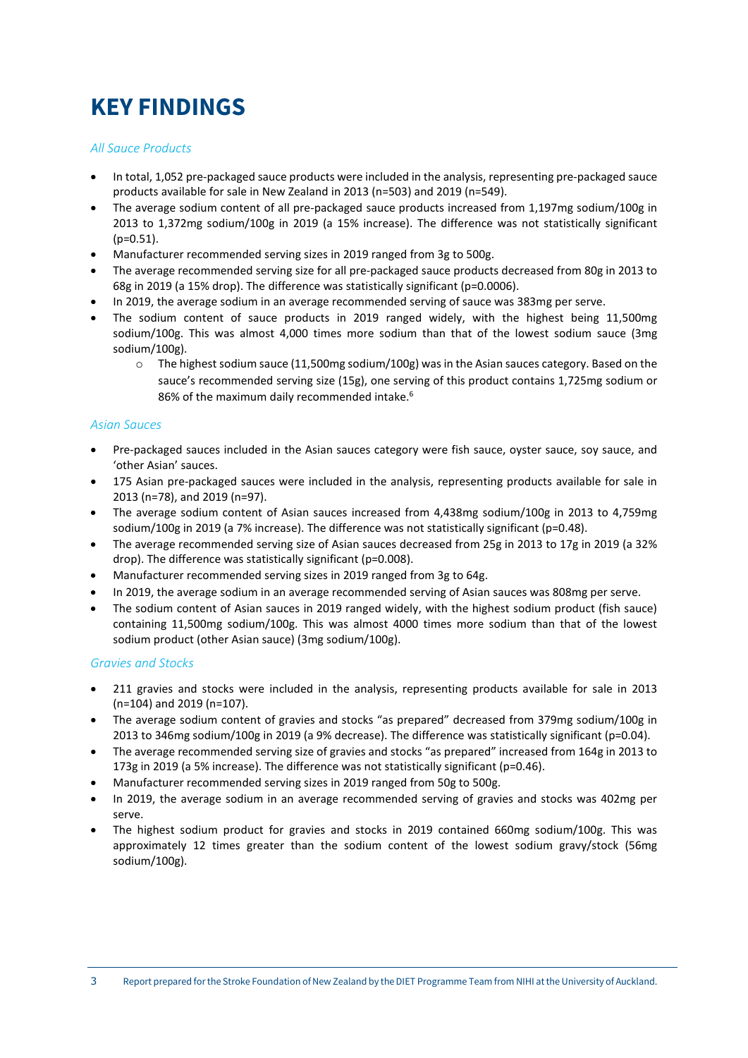# KEY FINDINGS

*All Sauce Products*

- In total, 1,052 pre-packaged sauce products were included in the analysis, representing pre-packaged sauce products available for sale in New Zealand in 2013 (n=503) and 2019 (n=549).
- The average sodium content of all pre-packaged sauce products increased from 1,197mg sodium/100g in 2013 to 1,372mg sodium/100g in 2019 (a 15% increase). The difference was not statistically significant (p=0.51).
- Manufacturer recommended serving sizes in 2019 ranged from 3g to 500g.
- The average recommended serving size for all pre-packaged sauce products decreased from 80g in 2013 to 68g in 2019 (a 15% drop). The difference was statistically significant (p=0.0006).
- In 2019, the average sodium in an average recommended serving of sauce was 383mg per serve.
- The sodium content of sauce products in 2019 ranged widely, with the highest being 11,500mg sodium/100g. This was almost 4,000 times more sodium than that of the lowest sodium sauce (3mg sodium/100g).
    - The highest sodium sauce (11,500mg sodium/100g) was in the Asian sauces category. Based on the sauce's recommended serving size (15g), one serving of this product contains 1,725mg sodium or 86% of the maximum daily recommended intake.[6]

*Asian Sauces*

- Pre-packaged sauces included in the Asian sauces category were fish sauce, oyster sauce, soy sauce, and 'other Asian' sauces.
- 175 Asian pre-packaged sauces were included in the analysis, representing products available for sale in 2013 (n=78), and 2019 (n=97).
- The average sodium content of Asian sauces increased from 4,438mg sodium/100g in 2013 to 4,759mg sodium/100g in 2019 (a 7% increase). The difference was not statistically significant (p=0.48).
- The average recommended serving size of Asian sauces decreased from 25g in 2013 to 17g in 2019 (a 32% drop). The difference was statistically significant (p=0.008).
- Manufacturer recommended serving sizes in 2019 ranged from 3g to 64g.
- In 2019, the average sodium in an average recommended serving of Asian sauces was 808mg per serve.
- The sodium content of Asian sauces in 2019 ranged widely, with the highest sodium product (fish sauce) containing 11,500mg sodium/100g. This was almost 4000 times more sodium than that of the lowest sodium product (other Asian sauce) (3mg sodium/100g).

*Gravies and Stocks*

- 211 gravies and stocks were included in the analysis, representing products available for sale in 2013 (n=104) and 2019 (n=107).
- The average sodium content of gravies and stocks "as prepared" decreased from 379mg sodium/100g in 2013 to 346mg sodium/100g in 2019 (a 9% decrease). The difference was statistically significant (p=0.04).
- The average recommended serving size of gravies and stocks "as prepared" increased from 164g in 2013 to 173g in 2019 (a 5% increase). The difference was not statistically significant (p=0.46).
- Manufacturer recommended serving sizes in 2019 ranged from 50g to 500g.
- In 2019, the average sodium in an average recommended serving of gravies and stocks was 402mg per serve.
- The highest sodium product for gravies and stocks in 2019 contained 660mg sodium/100g. This was approximately 12 times greater than the sodium content of the lowest sodium gravy/stock (56mg sodium/100g).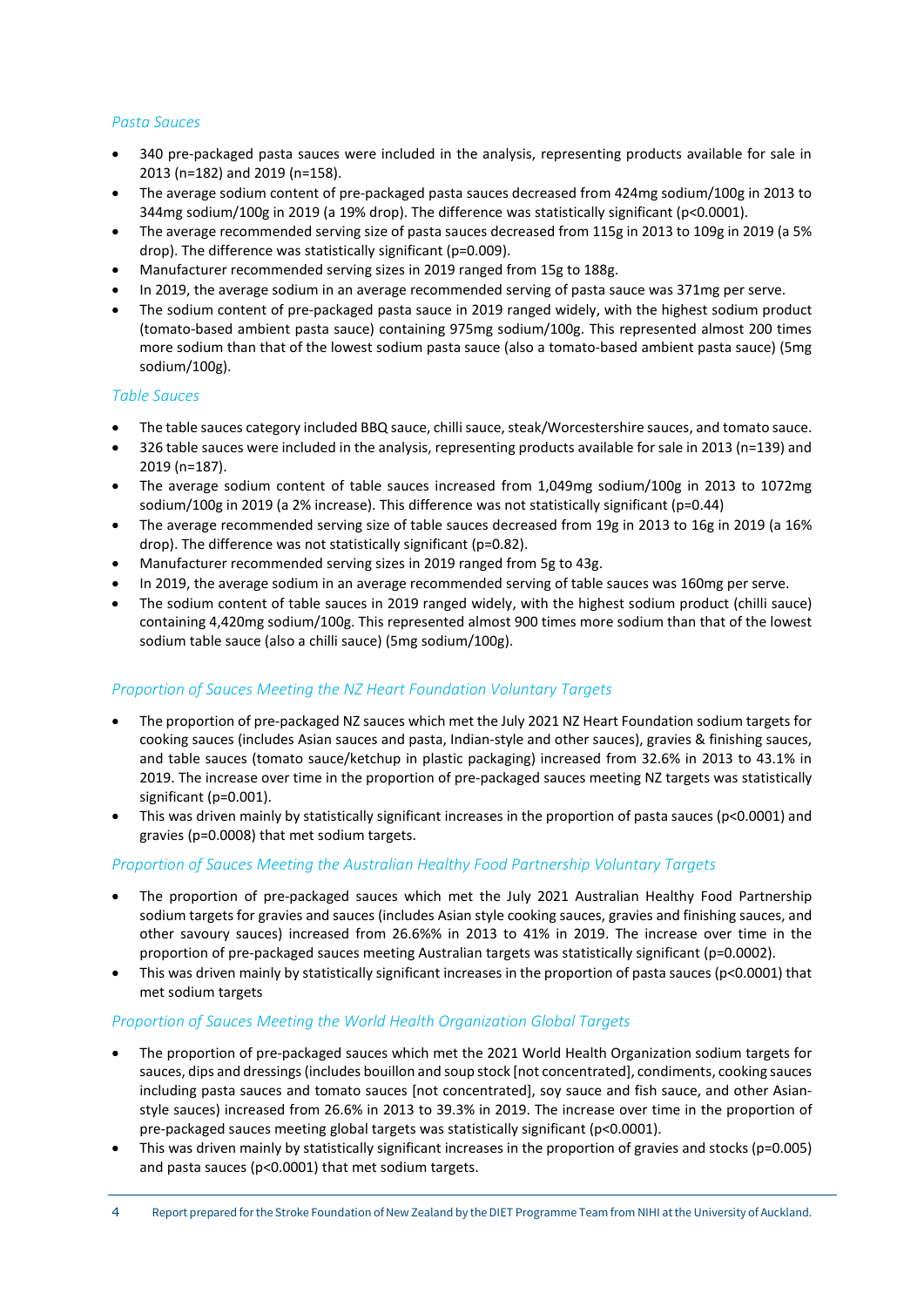### *Pasta Sauces*

- 340 pre-packaged pasta sauces were included in the analysis, representing products available for sale in 2013 (n=182) and 2019 (n=158).
- The average sodium content of pre-packaged pasta sauces decreased from 424mg sodium/100g in 2013 to 344mg sodium/100g in 2019 (a 19% drop). The difference was statistically significant ($p<0.0001$).
- The average recommended serving size of pasta sauces decreased from 115g in 2013 to 109g in 2019 (a 5% drop). The difference was statistically significant ($p=0.009$).
- Manufacturer recommended serving sizes in 2019 ranged from 15g to 188g.
- In 2019, the average sodium in an average recommended serving of pasta sauce was 371mg per serve.
- The sodium content of pre-packaged pasta sauce in 2019 ranged widely, with the highest sodium product (tomato-based ambient pasta sauce) containing 975mg sodium/100g. This represented almost 200 times more sodium than that of the lowest sodium pasta sauce (also a tomato-based ambient pasta sauce) (5mg sodium/100g).

### *Table Sauces*

- The table sauces category included BBQ sauce, chilli sauce, steak/Worcestershire sauces, and tomato sauce.
- 326 table sauces were included in the analysis, representing products available for sale in 2013 (n=139) and 2019 (n=187).
- The average sodium content of table sauces increased from 1,049mg sodium/100g in 2013 to 1072mg sodium/100g in 2019 (a 2% increase). This difference was not statistically significant ($p=0.44$)
- The average recommended serving size of table sauces decreased from 19g in 2013 to 16g in 2019 (a 16% drop). The difference was not statistically significant ($p=0.82$).
- Manufacturer recommended serving sizes in 2019 ranged from 5g to 43g.
- In 2019, the average sodium in an average recommended serving of table sauces was 160mg per serve.
- The sodium content of table sauces in 2019 ranged widely, with the highest sodium product (chilli sauce) containing 4,420mg sodium/100g. This represented almost 900 times more sodium than that of the lowest sodium table sauce (also a chilli sauce) (5mg sodium/100g).

### *Proportion of Sauces Meeting the NZ Heart Foundation Voluntary Targets*

- The proportion of pre-packaged NZ sauces which met the July 2021 NZ Heart Foundation sodium targets for cooking sauces (includes Asian sauces and pasta, Indian-style and other sauces), gravies & finishing sauces, and table sauces (tomato sauce/ketchup in plastic packaging) increased from 32.6% in 2013 to 43.1% in 2019. The increase over time in the proportion of pre-packaged sauces meeting NZ targets was statistically significant ($p=0.001$).
- This was driven mainly by statistically significant increases in the proportion of pasta sauces ($p<0.0001$) and gravies ($p=0.0008$) that met sodium targets.

### *Proportion of Sauces Meeting the Australian Healthy Food Partnership Voluntary Targets*

- The proportion of pre-packaged sauces which met the July 2021 Australian Healthy Food Partnership sodium targets for gravies and sauces (includes Asian style cooking sauces, gravies and finishing sauces, and other savoury sauces) increased from 26.6%% in 2013 to 41% in 2019. The increase over time in the proportion of pre-packaged sauces meeting Australian targets was statistically significant ($p=0.0002$).
- This was driven mainly by statistically significant increases in the proportion of pasta sauces ($p<0.0001$) that met sodium targets

### *Proportion of Sauces Meeting the World Health Organization Global Targets*

- The proportion of pre-packaged sauces which met the 2021 World Health Organization sodium targets for sauces, dips and dressings (includes bouillon and soup stock [not concentrated], condiments, cooking sauces including pasta sauces and tomato sauces [not concentrated], soy sauce and fish sauce, and other Asian-style sauces) increased from 26.6% in 2013 to 39.3% in 2019. The increase over time in the proportion of pre-packaged sauces meeting global targets was statistically significant ($p<0.0001$).
- This was driven mainly by statistically significant increases in the proportion of gravies and stocks ($p=0.005$) and pasta sauces ($p<0.0001$) that met sodium targets.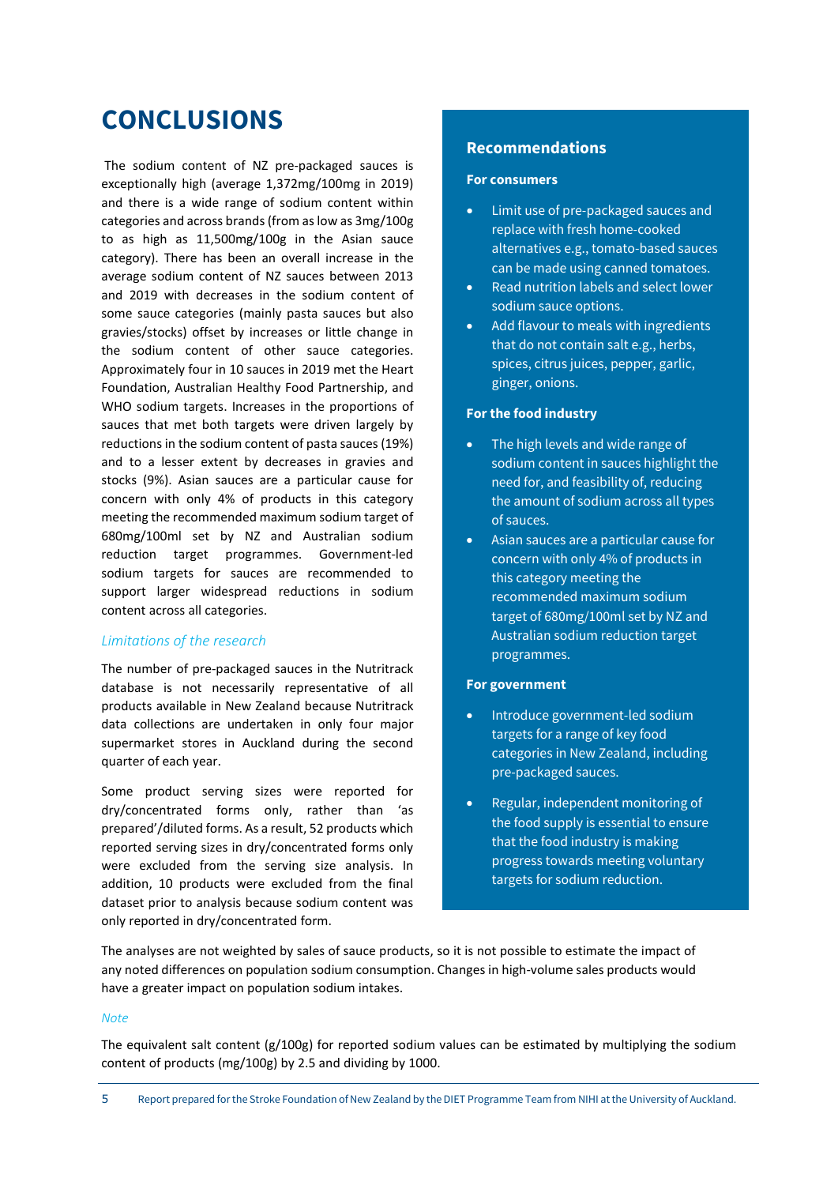# CONCLUSIONS

The sodium content of NZ pre-packaged sauces is exceptionally high (average 1,372mg/100mg in 2019) and there is a wide range of sodium content within categories and across brands (from as low as 3mg/100g to as high as 11,500mg/100g in the Asian sauce category). There has been an overall increase in the average sodium content of NZ sauces between 2013 and 2019 with decreases in the sodium content of some sauce categories (mainly pasta sauces but also gravies/stocks) offset by increases or little change in the sodium content of other sauce categories. Approximately four in 10 sauces in 2019 met the Heart Foundation, Australian Healthy Food Partnership, and WHO sodium targets. Increases in the proportions of sauces that met both targets were driven largely by reductions in the sodium content of pasta sauces (19%) and to a lesser extent by decreases in gravies and stocks (9%). Asian sauces are a particular cause for concern with only 4% of products in this category meeting the recommended maximum sodium target of 680mg/100ml set by NZ and Australian sodium reduction target programmes. Government-led sodium targets for sauces are recommended to support larger widespread reductions in sodium content across all categories.

### *Limitations of the research*

The number of pre-packaged sauces in the Nutritrack database is not necessarily representative of all products available in New Zealand because Nutritrack data collections are undertaken in only four major supermarket stores in Auckland during the second quarter of each year.

Some product serving sizes were reported for dry/concentrated forms only, rather than 'as prepared'/diluted forms. As a result, 52 products which reported serving sizes in dry/concentrated forms only were excluded from the serving size analysis. In addition, 10 products were excluded from the final dataset prior to analysis because sodium content was only reported in dry/concentrated form.

## Recommendations

**For consumers**

- Limit use of pre-packaged sauces and replace with fresh home-cooked alternatives e.g., tomato-based sauces can be made using canned tomatoes.
- Read nutrition labels and select lower sodium sauce options.
- Add flavour to meals with ingredients that do not contain salt e.g., herbs, spices, citrus juices, pepper, garlic, ginger, onions.

**For the food industry**

- The high levels and wide range of sodium content in sauces highlight the need for, and feasibility of, reducing the amount of sodium across all types of sauces.
- Asian sauces are a particular cause for concern with only 4% of products in this category meeting the recommended maximum sodium target of 680mg/100ml set by NZ and Australian sodium reduction target programmes.

**For government**

- Introduce government-led sodium targets for a range of key food categories in New Zealand, including pre-packaged sauces.
- Regular, independent monitoring of the food supply is essential to ensure that the food industry is making progress towards meeting voluntary targets for sodium reduction.

The analyses are not weighted by sales of sauce products, so it is not possible to estimate the impact of any noted differences on population sodium consumption. Changes in high-volume sales products would have a greater impact on population sodium intakes.

*Note*

The equivalent salt content (g/100g) for reported sodium values can be estimated by multiplying the sodium content of products (mg/100g) by 2.5 and dividing by 1000.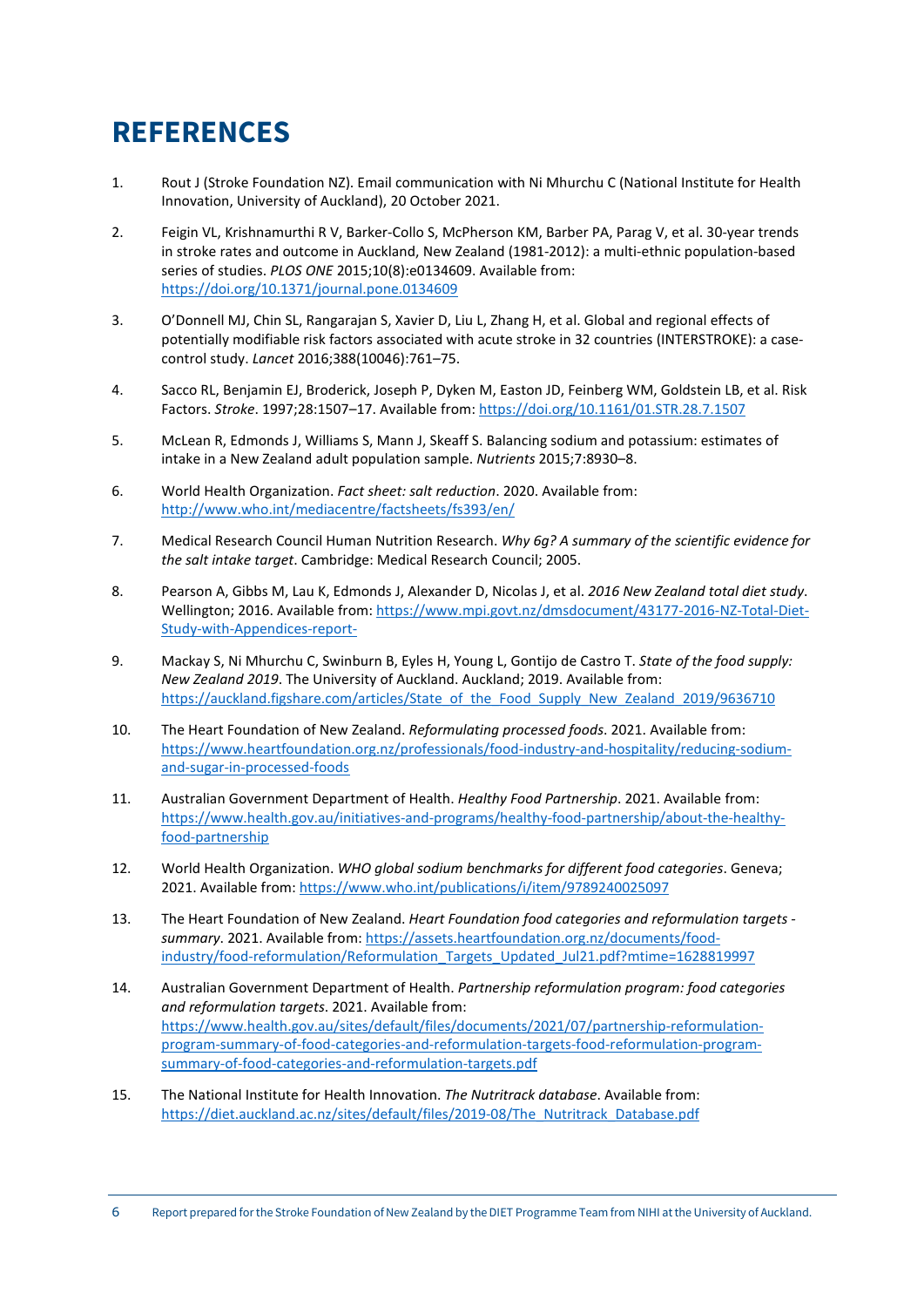# REFERENCES

1. Rout J (Stroke Foundation NZ). Email communication with Ni Mhurchu C (National Institute for Health Innovation, University of Auckland), 20 October 2021.

2. Feigin VL, Krishnamurthi R V, Barker-Collo S, McPherson KM, Barber PA, Parag V, et al. 30-year trends in stroke rates and outcome in Auckland, New Zealand (1981-2012): a multi-ethnic population-based series of studies. *PLOS ONE* 2015;10(8):e0134609. Available from: https://doi.org/10.1371/journal.pone.0134609

3. O'Donnell MJ, Chin SL, Rangarajan S, Xavier D, Liu L, Zhang H, et al. Global and regional effects of potentially modifiable risk factors associated with acute stroke in 32 countries (INTERSTROKE): a case-control study. *Lancet* 2016;388(10046):761–75.

4. Sacco RL, Benjamin EJ, Broderick, Joseph P, Dyken M, Easton JD, Feinberg WM, Goldstein LB, et al. Risk Factors. *Stroke*. 1997;28:1507–17. Available from: https://doi.org/10.1161/01.STR.28.7.1507

5. McLean R, Edmonds J, Williams S, Mann J, Skeaff S. Balancing sodium and potassium: estimates of intake in a New Zealand adult population sample. *Nutrients* 2015;7:8930–8.

6. World Health Organization. *Fact sheet: salt reduction*. 2020. Available from: http://www.who.int/mediacentre/factsheets/fs393/en/

7. Medical Research Council Human Nutrition Research. *Why 6g? A summary of the scientific evidence for the salt intake target*. Cambridge: Medical Research Council; 2005.

8. Pearson A, Gibbs M, Lau K, Edmonds J, Alexander D, Nicolas J, et al. *2016 New Zealand total diet study*. Wellington; 2016. Available from: https://www.mpi.govt.nz/dmsdocument/43177-2016-NZ-Total-Diet-Study-with-Appendices-report-

9. Mackay S, Ni Mhurchu C, Swinburn B, Eyles H, Young L, Gontijo de Castro T. *State of the food supply: New Zealand 2019*. The University of Auckland. Auckland; 2019. Available from: https://auckland.figshare.com/articles/State_of_the_Food_Supply_New_Zealand_2019/9636710

10. The Heart Foundation of New Zealand. *Reformulating processed foods*. 2021. Available from: https://www.heartfoundation.org.nz/professionals/food-industry-and-hospitality/reducing-sodium-and-sugar-in-processed-foods

11. Australian Government Department of Health. *Healthy Food Partnership*. 2021. Available from: https://www.health.gov.au/initiatives-and-programs/healthy-food-partnership/about-the-healthy-food-partnership

12. World Health Organization. *WHO global sodium benchmarks for different food categories*. Geneva; 2021. Available from: https://www.who.int/publications/i/item/9789240025097

13. The Heart Foundation of New Zealand. *Heart Foundation food categories and reformulation targets - summary*. 2021. Available from: https://assets.heartfoundation.org.nz/documents/food-industry/food-reformulation/Reformulation_Targets_Updated_Jul21.pdf?mtime=1628819997

14. Australian Government Department of Health. *Partnership reformulation program: food categories and reformulation targets*. 2021. Available from: https://www.health.gov.au/sites/default/files/documents/2021/07/partnership-reformulation-program-summary-of-food-categories-and-reformulation-targets-food-reformulation-program-summary-of-food-categories-and-reformulation-targets.pdf

15. The National Institute for Health Innovation. *The Nutritrack database*. Available from: https://diet.auckland.ac.nz/sites/default/files/2019-08/The_Nutritrack_Database.pdf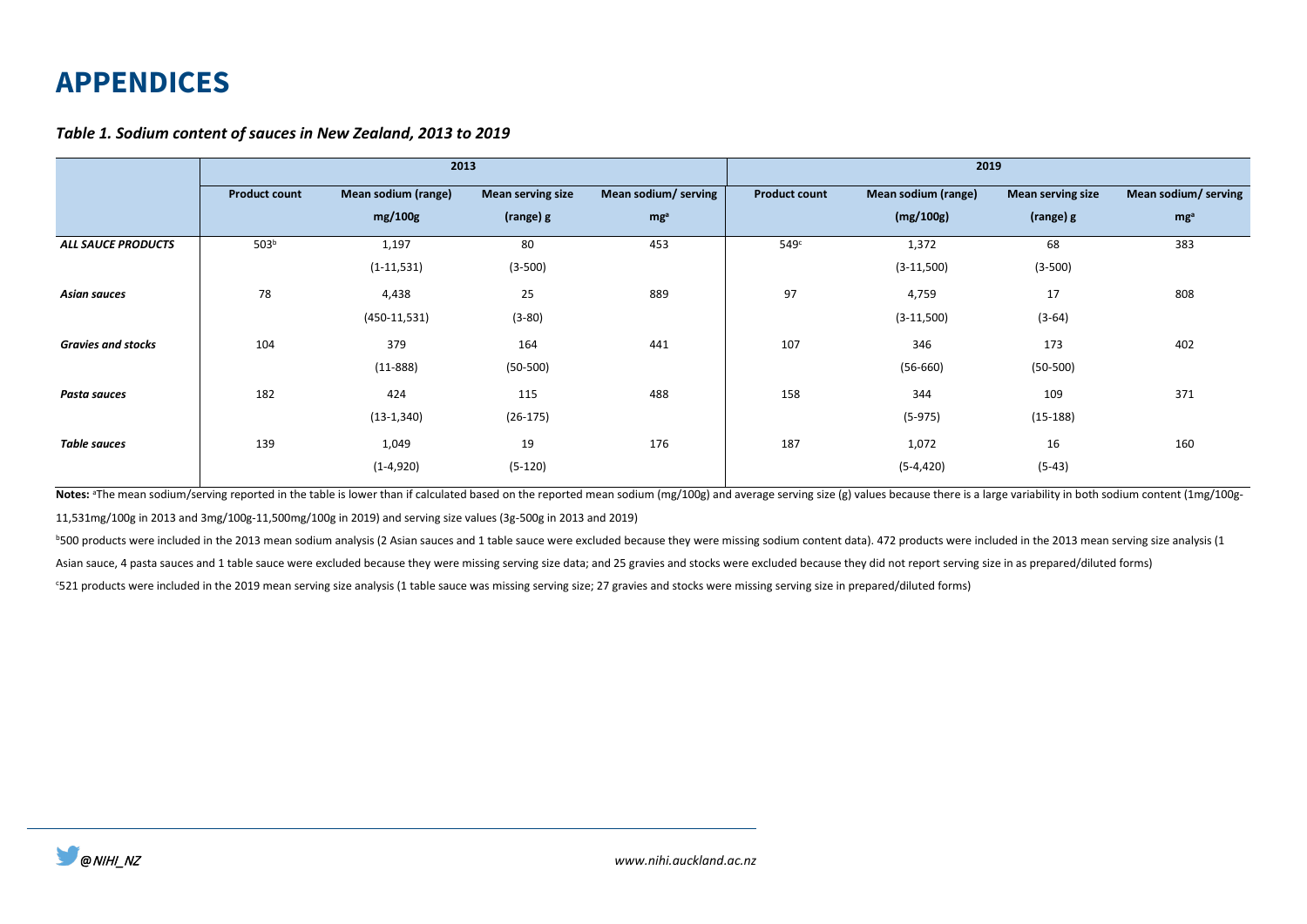# APPENDICES

### *Table 1. Sodium content of sauces in New Zealand, 2013 to 2019*

| | 2013 | | | | 2019 | | | |
|---|---|---|---|---|---|---|---|---|
| | Product count | Mean sodium (range) mg/100g | Mean serving size (range) g | Mean sodium/ serving mg[a] | Product count | Mean sodium (range) (mg/100g) | Mean serving size (range) g | Mean sodium/ serving mg[a] |
| ***ALL SAUCE PRODUCTS*** | 503[b] | 1,197 (1-11,531) | 80 (3-500) | 453 | 549[c] | 1,372 (3-11,500) | 68 (3-500) | 383 |
| ***Asian sauces*** | 78 | 4,438 (450-11,531) | 25 (3-80) | 889 | 97 | 4,759 (3-11,500) | 17 (3-64) | 808 |
| ***Gravies and stocks*** | 104 | 379 (11-888) | 164 (50-500) | 441 | 107 | 346 (56-660) | 173 (50-500) | 402 |
| ***Pasta sauces*** | 182 | 424 (13-1,340) | 115 (26-175) | 488 | 158 | 344 (5-975) | 109 (15-188) | 371 |
| ***Table sauces*** | 139 | 1,049 (1-4,920) | 19 (5-120) | 176 | 187 | 1,072 (5-4,420) | 16 (5-43) | 160 |

**Notes:** [a]The mean sodium/serving reported in the table is lower than if calculated based on the reported mean sodium (mg/100g) and average serving size (g) values because there is a large variability in both sodium content (1mg/100g-11,531mg/100g in 2013 and 3mg/100g-11,500mg/100g in 2019) and serving size values (3g-500g in 2013 and 2019)

[b]500 products were included in the 2013 mean sodium analysis (2 Asian sauces and 1 table sauce were excluded because they were missing sodium content data). 472 products were included in the 2013 mean serving size analysis (1 Asian sauce, 4 pasta sauces and 1 table sauce were excluded because they were missing serving size data; and 25 gravies and stocks were excluded because they did not report serving size in as prepared/diluted forms)

[c]521 products were included in the 2019 mean serving size analysis (1 table sauce was missing serving size; 27 gravies and stocks were missing serving size in prepared/diluted forms)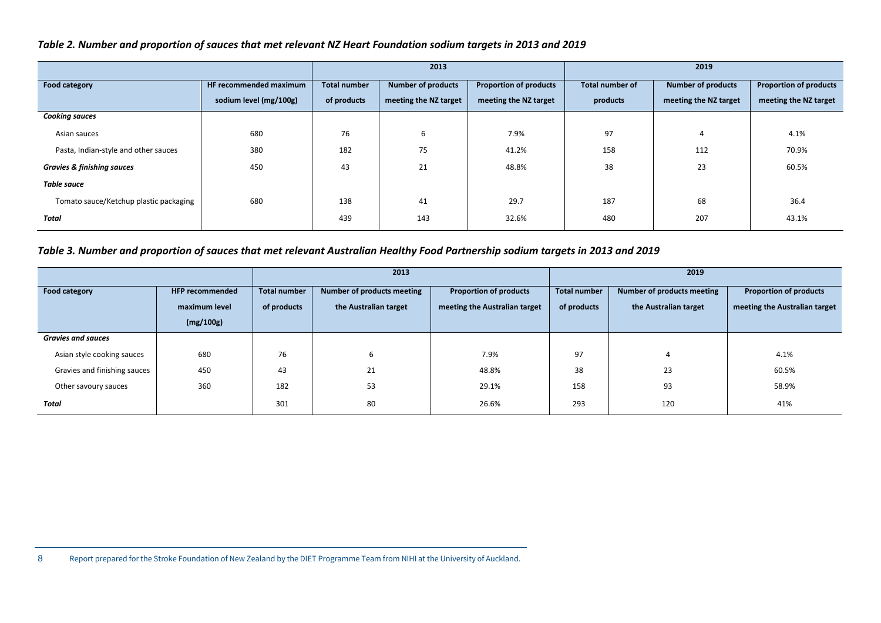*Table 2. Number and proportion of sauces that met relevant NZ Heart Foundation sodium targets in 2013 and 2019*

| | | 2013 | | | 2019 | | |
|---|---|---|---|---|---|---|---|
| **Food category** | **HF recommended maximum sodium level (mg/100g)** | **Total number of products** | **Number of products meeting the NZ target** | **Proportion of products meeting the NZ target** | **Total number of products** | **Number of products meeting the NZ target** | **Proportion of products meeting the NZ target** |
| ***Cooking sauces*** | | | | | | | |
| Asian sauces | 680 | 76 | 6 | 7.9% | 97 | 4 | 4.1% |
| Pasta, Indian-style and other sauces | 380 | 182 | 75 | 41.2% | 158 | 112 | 70.9% |
| ***Gravies & finishing sauces*** | 450 | 43 | 21 | 48.8% | 38 | 23 | 60.5% |
| ***Table sauce*** | | | | | | | |
| Tomato sauce/Ketchup plastic packaging | 680 | 138 | 41 | 29.7 | 187 | 68 | 36.4 |
| ***Total*** | | 439 | 143 | 32.6% | 480 | 207 | 43.1% |

*Table 3. Number and proportion of sauces that met relevant Australian Healthy Food Partnership sodium targets in 2013 and 2019*

| | | 2013 | | | 2019 | | |
|---|---|---|---|---|---|---|---|
| **Food category** | **HFP recommended maximum level (mg/100g)** | **Total number of products** | **Number of products meeting the Australian target** | **Proportion of products meeting the Australian target** | **Total number of products** | **Number of products meeting the Australian target** | **Proportion of products meeting the Australian target** |
| ***Gravies and sauces*** | | | | | | | |
| Asian style cooking sauces | 680 | 76 | 6 | 7.9% | 97 | 4 | 4.1% |
| Gravies and finishing sauces | 450 | 43 | 21 | 48.8% | 38 | 23 | 60.5% |
| Other savoury sauces | 360 | 182 | 53 | 29.1% | 158 | 93 | 58.9% |
| ***Total*** | | 301 | 80 | 26.6% | 293 | 120 | 41% |

Report prepared for the Stroke Foundation of New Zealand by the DIET Programme Team from NIHI at the University of Auckland.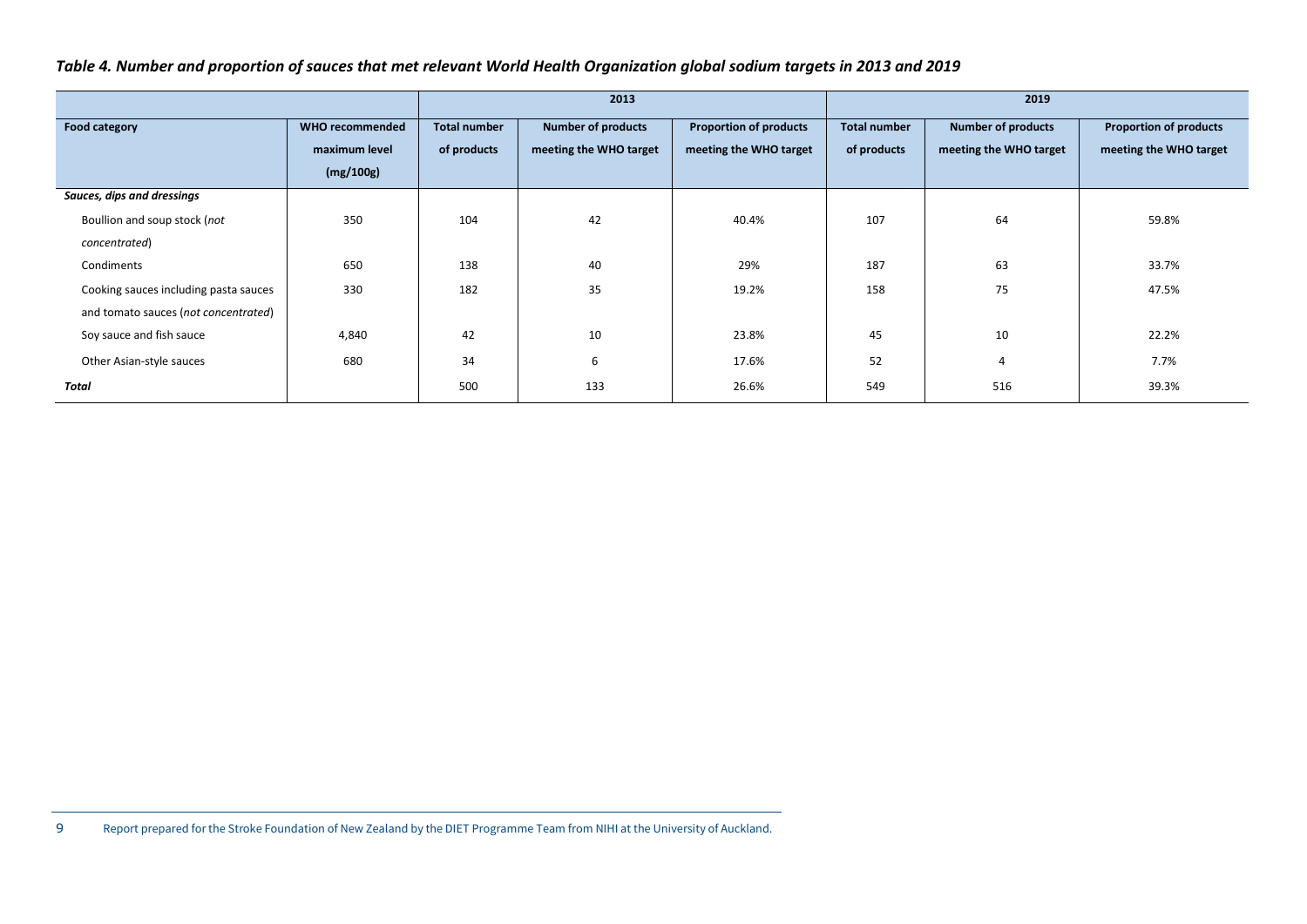*Table 4. Number and proportion of sauces that met relevant World Health Organization global sodium targets in 2013 and 2019*

| | | 2013 | | | 2019 | | |
|---|---|---|---|---|---|---|---|
| **Food category** | **WHO recommended maximum level (mg/100g)** | **Total number of products** | **Number of products meeting the WHO target** | **Proportion of products meeting the WHO target** | **Total number of products** | **Number of products meeting the WHO target** | **Proportion of products meeting the WHO target** |
| ***Sauces, dips and dressings*** | | | | | | | |
| Boullion and soup stock (*not concentrated*) | 350 | 104 | 42 | 40.4% | 107 | 64 | 59.8% |
| Condiments | 650 | 138 | 40 | 29% | 187 | 63 | 33.7% |
| Cooking sauces including pasta sauces and tomato sauces (*not concentrated*) | 330 | 182 | 35 | 19.2% | 158 | 75 | 47.5% |
| Soy sauce and fish sauce | 4,840 | 42 | 10 | 23.8% | 45 | 10 | 22.2% |
| Other Asian-style sauces | 680 | 34 | 6 | 17.6% | 52 | 4 | 7.7% |
| ***Total*** | | 500 | 133 | 26.6% | 549 | 516 | 39.3% |

Report prepared for the Stroke Foundation of New Zealand by the DIET Programme Team from NIHI at the University of Auckland.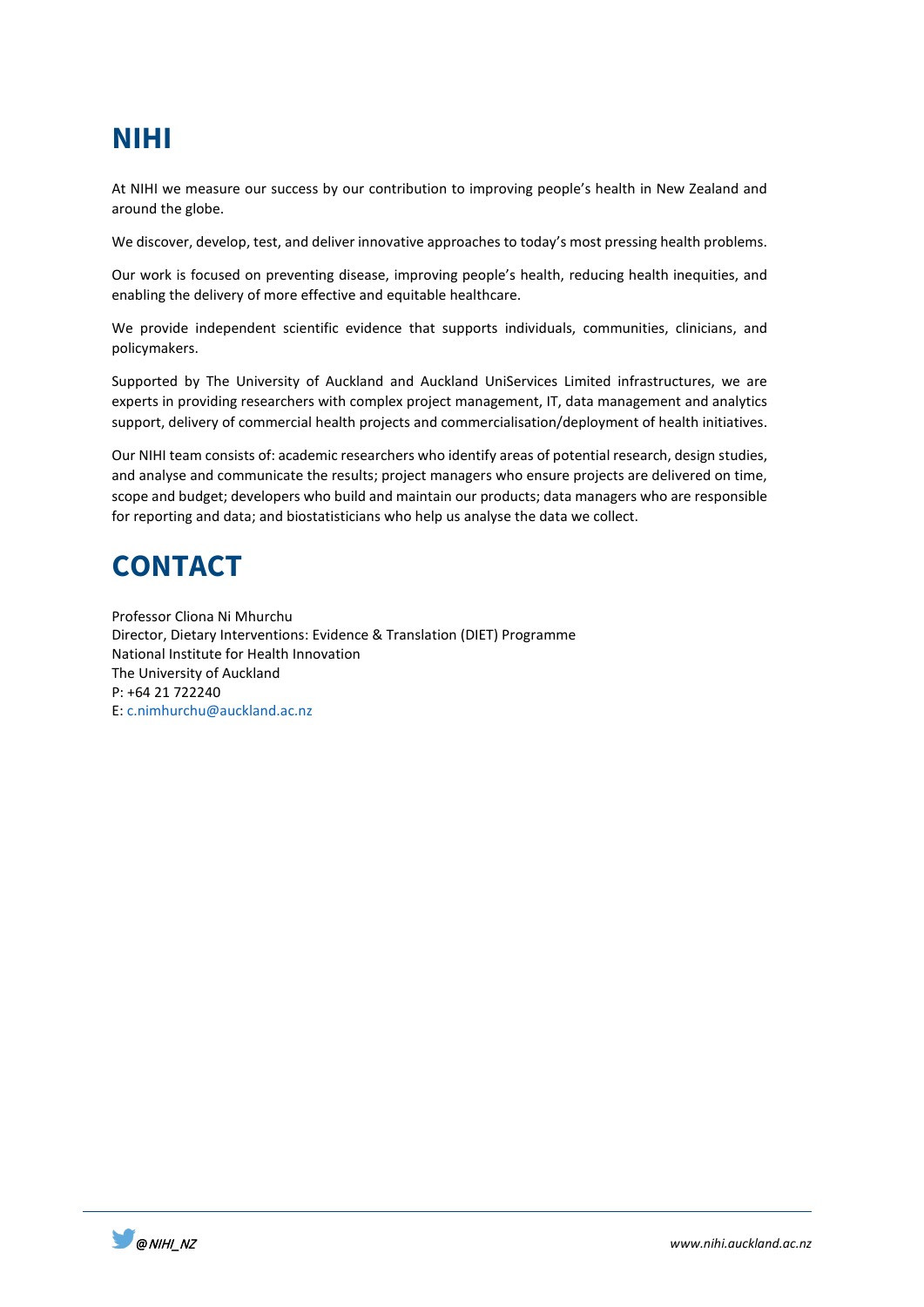# NIHI

At NIHI we measure our success by our contribution to improving people's health in New Zealand and around the globe.

We discover, develop, test, and deliver innovative approaches to today's most pressing health problems.

Our work is focused on preventing disease, improving people's health, reducing health inequities, and enabling the delivery of more effective and equitable healthcare.

We provide independent scientific evidence that supports individuals, communities, clinicians, and policymakers.

Supported by The University of Auckland and Auckland UniServices Limited infrastructures, we are experts in providing researchers with complex project management, IT, data management and analytics support, delivery of commercial health projects and commercialisation/deployment of health initiatives.

Our NIHI team consists of: academic researchers who identify areas of potential research, design studies, and analyse and communicate the results; project managers who ensure projects are delivered on time, scope and budget; developers who build and maintain our products; data managers who are responsible for reporting and data; and biostatisticians who help us analyse the data we collect.

# CONTACT

Professor Cliona Ni Mhurchu
Director, Dietary Interventions: Evidence & Translation (DIET) Programme
National Institute for Health Innovation
The University of Auckland
P: +64 21 722240
E: c.nimhurchu@auckland.ac.nz